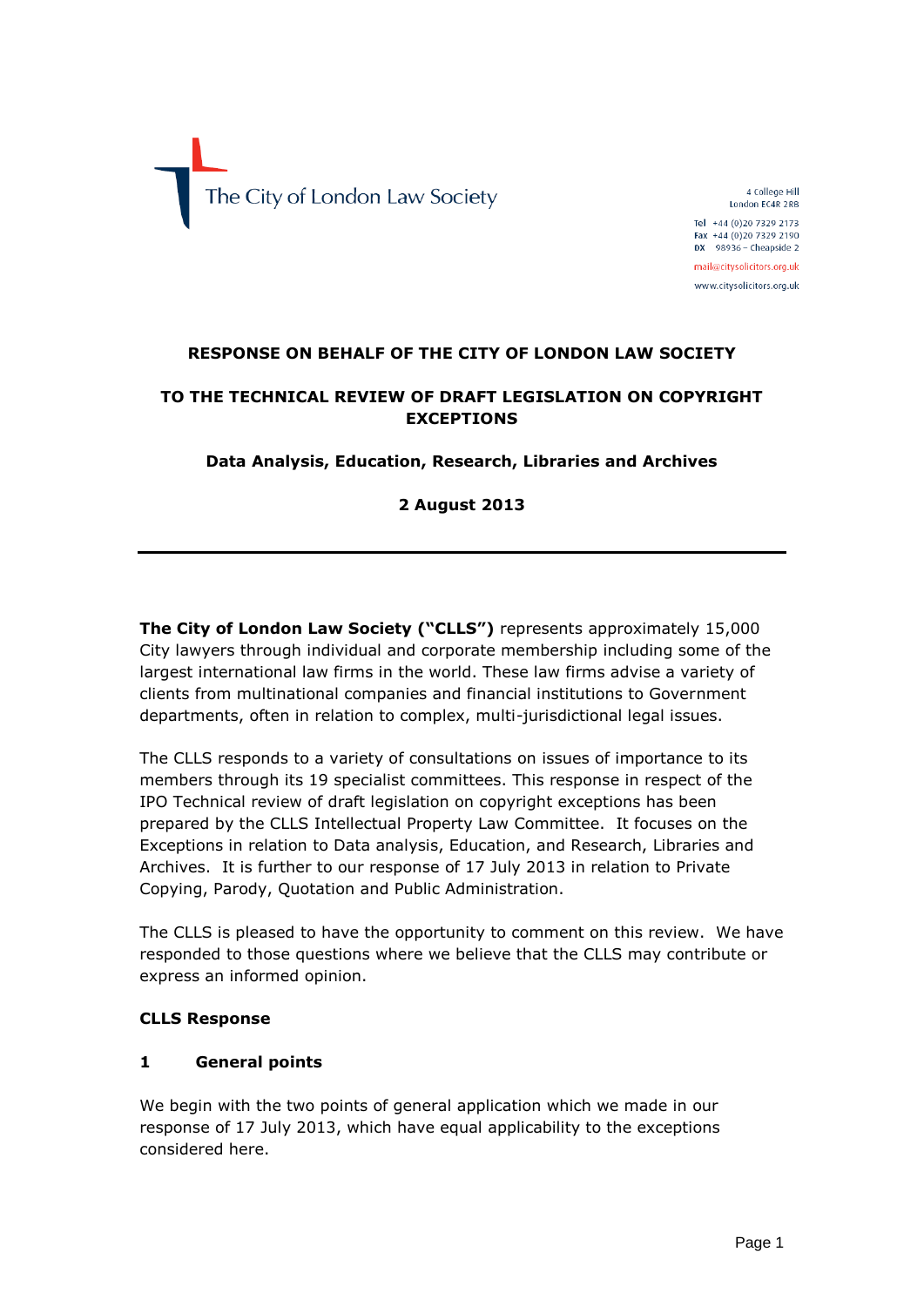The City of London Law Society

4 College Hill
London EC4R 2RB

Tel +44 (0)20 7329 2173
Fax +44 (0)20 7329 2190
DX 98936 – Cheapside 2

mail@citysolicitors.org.uk

www.citysolicitors.org.uk

**RESPONSE ON BEHALF OF THE CITY OF LONDON LAW SOCIETY**

**TO THE TECHNICAL REVIEW OF DRAFT LEGISLATION ON COPYRIGHT EXCEPTIONS**

**Data Analysis, Education, Research, Libraries and Archives**

**2 August 2013**

---

**The City of London Law Society ("CLLS")** represents approximately 15,000 City lawyers through individual and corporate membership including some of the largest international law firms in the world. These law firms advise a variety of clients from multinational companies and financial institutions to Government departments, often in relation to complex, multi-jurisdictional legal issues.

The CLLS responds to a variety of consultations on issues of importance to its members through its 19 specialist committees. This response in respect of the IPO Technical review of draft legislation on copyright exceptions has been prepared by the CLLS Intellectual Property Law Committee. It focuses on the Exceptions in relation to Data analysis, Education, and Research, Libraries and Archives. It is further to our response of 17 July 2013 in relation to Private Copying, Parody, Quotation and Public Administration.

The CLLS is pleased to have the opportunity to comment on this review. We have responded to those questions where we believe that the CLLS may contribute or express an informed opinion.

**CLLS Response**

**1 General points**

We begin with the two points of general application which we made in our response of 17 July 2013, which have equal applicability to the exceptions considered here.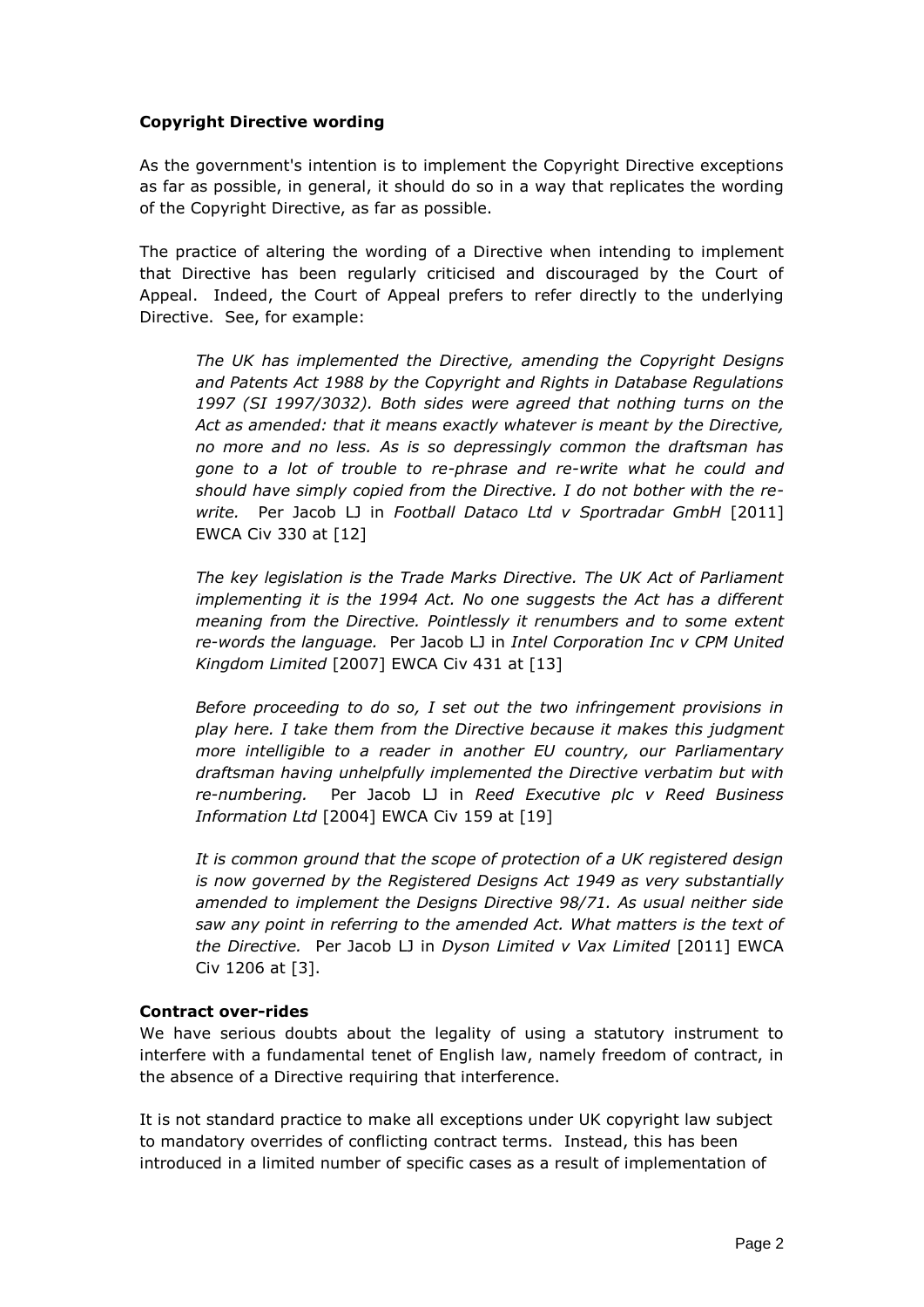**Copyright Directive wording**

As the government's intention is to implement the Copyright Directive exceptions as far as possible, in general, it should do so in a way that replicates the wording of the Copyright Directive, as far as possible.

The practice of altering the wording of a Directive when intending to implement that Directive has been regularly criticised and discouraged by the Court of Appeal. Indeed, the Court of Appeal prefers to refer directly to the underlying Directive. See, for example:

> *The UK has implemented the Directive, amending the Copyright Designs and Patents Act 1988 by the Copyright and Rights in Database Regulations 1997 (SI 1997/3032). Both sides were agreed that nothing turns on the Act as amended: that it means exactly whatever is meant by the Directive, no more and no less. As is so depressingly common the draftsman has gone to a lot of trouble to re-phrase and re-write what he could and should have simply copied from the Directive. I do not bother with the re-write.* Per Jacob LJ in *Football Dataco Ltd v Sportradar GmbH* [2011] EWCA Civ 330 at [12]

> *The key legislation is the Trade Marks Directive. The UK Act of Parliament implementing it is the 1994 Act. No one suggests the Act has a different meaning from the Directive. Pointlessly it renumbers and to some extent re-words the language.* Per Jacob LJ in *Intel Corporation Inc v CPM United Kingdom Limited* [2007] EWCA Civ 431 at [13]

> *Before proceeding to do so, I set out the two infringement provisions in play here. I take them from the Directive because it makes this judgment more intelligible to a reader in another EU country, our Parliamentary draftsman having unhelpfully implemented the Directive verbatim but with re-numbering.* Per Jacob LJ in *Reed Executive plc v Reed Business Information Ltd* [2004] EWCA Civ 159 at [19]

> *It is common ground that the scope of protection of a UK registered design is now governed by the Registered Designs Act 1949 as very substantially amended to implement the Designs Directive 98/71. As usual neither side saw any point in referring to the amended Act. What matters is the text of the Directive.* Per Jacob LJ in *Dyson Limited v Vax Limited* [2011] EWCA Civ 1206 at [3].

**Contract over-rides**

We have serious doubts about the legality of using a statutory instrument to interfere with a fundamental tenet of English law, namely freedom of contract, in the absence of a Directive requiring that interference.

It is not standard practice to make all exceptions under UK copyright law subject to mandatory overrides of conflicting contract terms. Instead, this has been introduced in a limited number of specific cases as a result of implementation of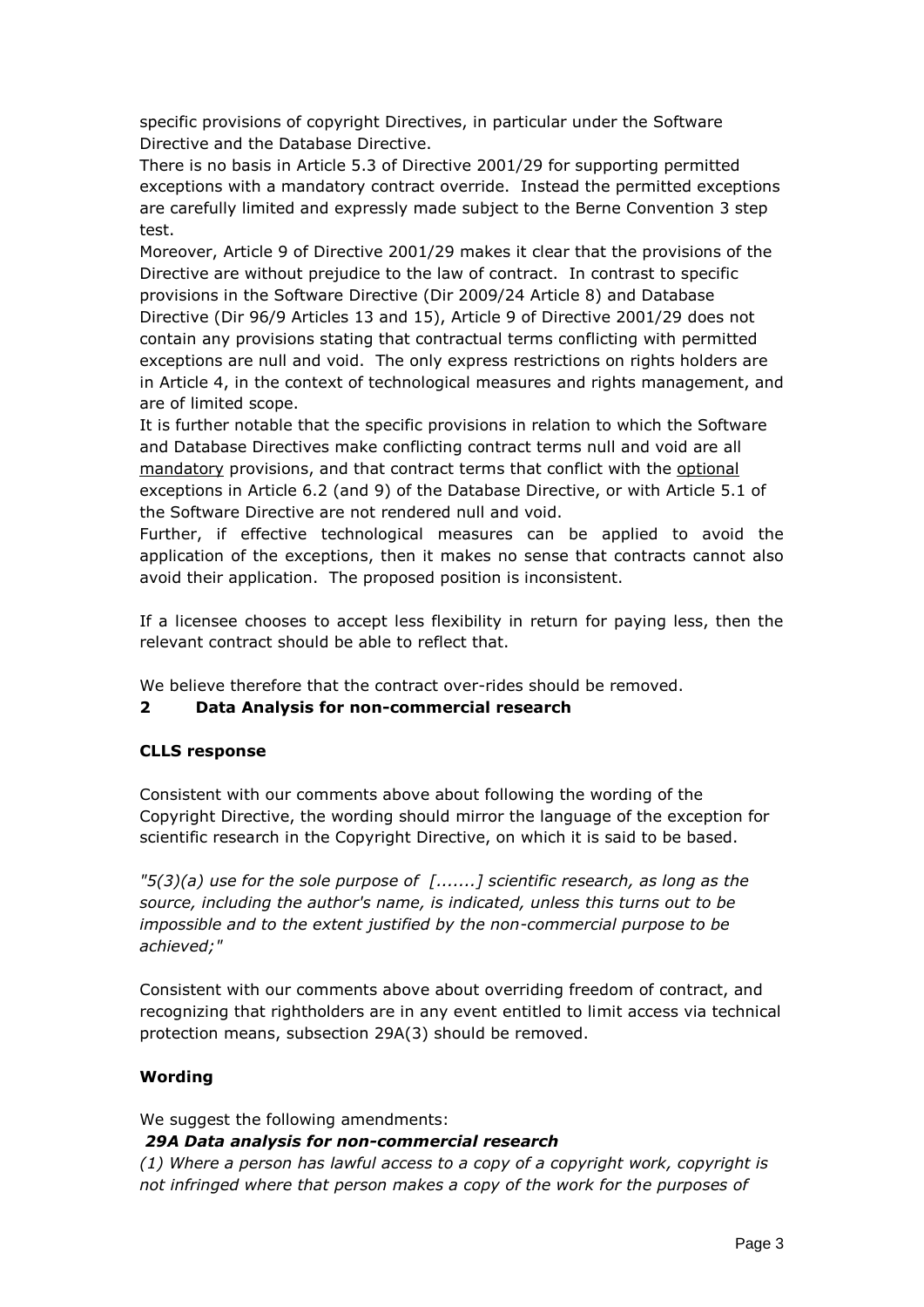specific provisions of copyright Directives, in particular under the Software Directive and the Database Directive.

There is no basis in Article 5.3 of Directive 2001/29 for supporting permitted exceptions with a mandatory contract override. Instead the permitted exceptions are carefully limited and expressly made subject to the Berne Convention 3 step test.

Moreover, Article 9 of Directive 2001/29 makes it clear that the provisions of the Directive are without prejudice to the law of contract. In contrast to specific provisions in the Software Directive (Dir 2009/24 Article 8) and Database Directive (Dir 96/9 Articles 13 and 15), Article 9 of Directive 2001/29 does not contain any provisions stating that contractual terms conflicting with permitted exceptions are null and void. The only express restrictions on rights holders are in Article 4, in the context of technological measures and rights management, and are of limited scope.

It is further notable that the specific provisions in relation to which the Software and Database Directives make conflicting contract terms null and void are all mandatory provisions, and that contract terms that conflict with the optional exceptions in Article 6.2 (and 9) of the Database Directive, or with Article 5.1 of the Software Directive are not rendered null and void.

Further, if effective technological measures can be applied to avoid the application of the exceptions, then it makes no sense that contracts cannot also avoid their application. The proposed position is inconsistent.

If a licensee chooses to accept less flexibility in return for paying less, then the relevant contract should be able to reflect that.

We believe therefore that the contract over-rides should be removed.

## 2 Data Analysis for non-commercial research

**CLLS response**

Consistent with our comments above about following the wording of the Copyright Directive, the wording should mirror the language of the exception for scientific research in the Copyright Directive, on which it is said to be based.

*"5(3)(a) use for the sole purpose of [.......] scientific research, as long as the source, including the author's name, is indicated, unless this turns out to be impossible and to the extent justified by the non-commercial purpose to be achieved;"*

Consistent with our comments above about overriding freedom of contract, and recognizing that rightholders are in any event entitled to limit access via technical protection means, subsection 29A(3) should be removed.

**Wording**

We suggest the following amendments:

***29A Data analysis for non-commercial research***

*(1) Where a person has lawful access to a copy of a copyright work, copyright is not infringed where that person makes a copy of the work for the purposes of*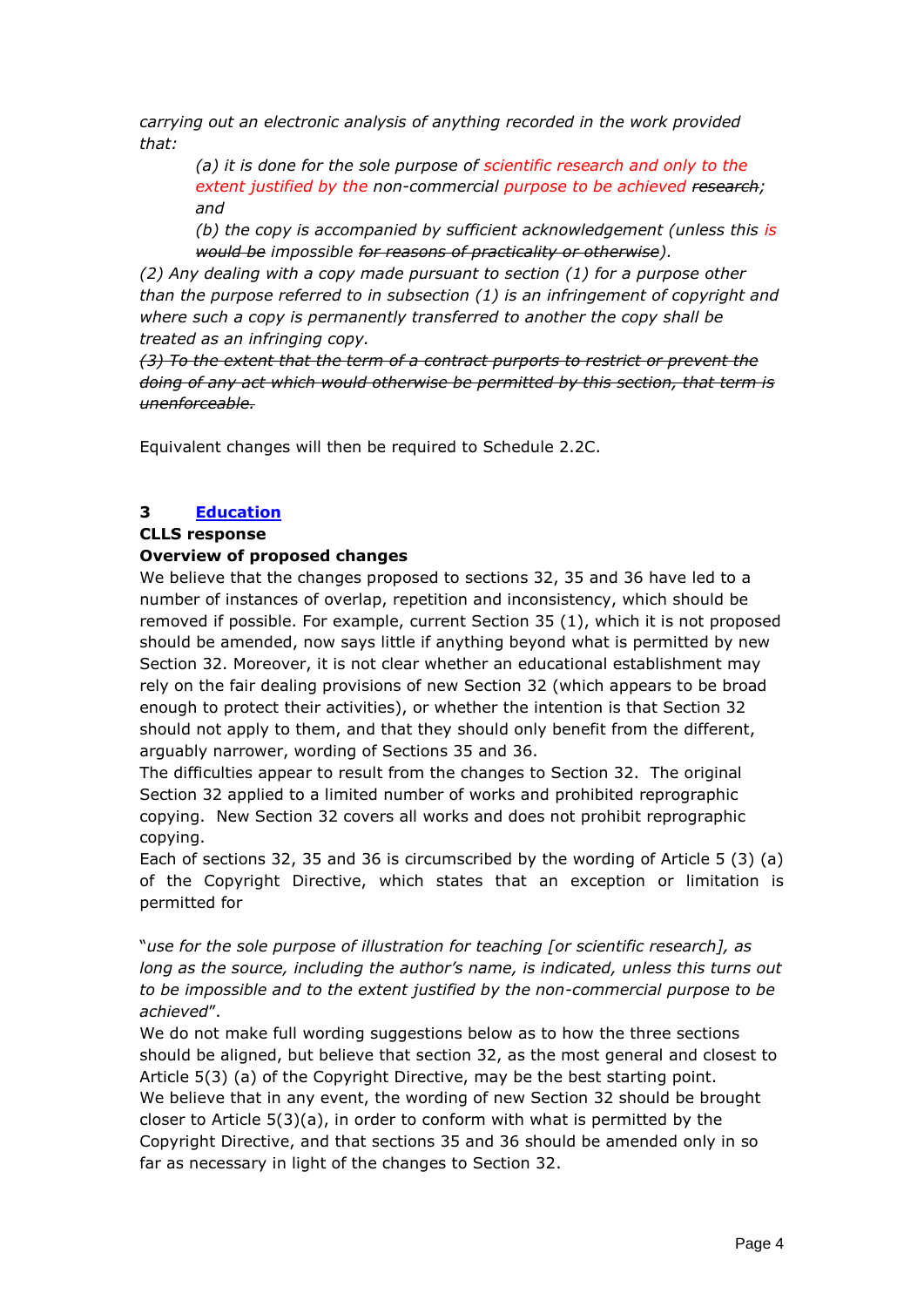*carrying out an electronic analysis of anything recorded in the work provided that:*

> *(a) it is done for the sole purpose of scientific research and only to the extent justified by the non-commercial purpose to be achieved ~~research~~; and*
>
> *(b) the copy is accompanied by sufficient acknowledgement (unless this is ~~would be~~ impossible ~~for reasons of practicality or otherwise~~).*

*(2) Any dealing with a copy made pursuant to section (1) for a purpose other than the purpose referred to in subsection (1) is an infringement of copyright and where such a copy is permanently transferred to another the copy shall be treated as an infringing copy.*

*~~(3) To the extent that the term of a contract purports to restrict or prevent the doing of any act which would otherwise be permitted by this section, that term is unenforceable.~~*

Equivalent changes will then be required to Schedule 2.2C.

### 3 Education

**CLLS response**

**Overview of proposed changes**

We believe that the changes proposed to sections 32, 35 and 36 have led to a number of instances of overlap, repetition and inconsistency, which should be removed if possible. For example, current Section 35 (1), which it is not proposed should be amended, now says little if anything beyond what is permitted by new Section 32. Moreover, it is not clear whether an educational establishment may rely on the fair dealing provisions of new Section 32 (which appears to be broad enough to protect their activities), or whether the intention is that Section 32 should not apply to them, and that they should only benefit from the different, arguably narrower, wording of Sections 35 and 36.

The difficulties appear to result from the changes to Section 32. The original Section 32 applied to a limited number of works and prohibited reprographic copying. New Section 32 covers all works and does not prohibit reprographic copying.

Each of sections 32, 35 and 36 is circumscribed by the wording of Article 5 (3) (a) of the Copyright Directive, which states that an exception or limitation is permitted for

"*use for the sole purpose of illustration for teaching [or scientific research], as long as the source, including the author's name, is indicated, unless this turns out to be impossible and to the extent justified by the non-commercial purpose to be achieved*".

We do not make full wording suggestions below as to how the three sections should be aligned, but believe that section 32, as the most general and closest to Article 5(3) (a) of the Copyright Directive, may be the best starting point.

We believe that in any event, the wording of new Section 32 should be brought closer to Article 5(3)(a), in order to conform with what is permitted by the Copyright Directive, and that sections 35 and 36 should be amended only in so far as necessary in light of the changes to Section 32.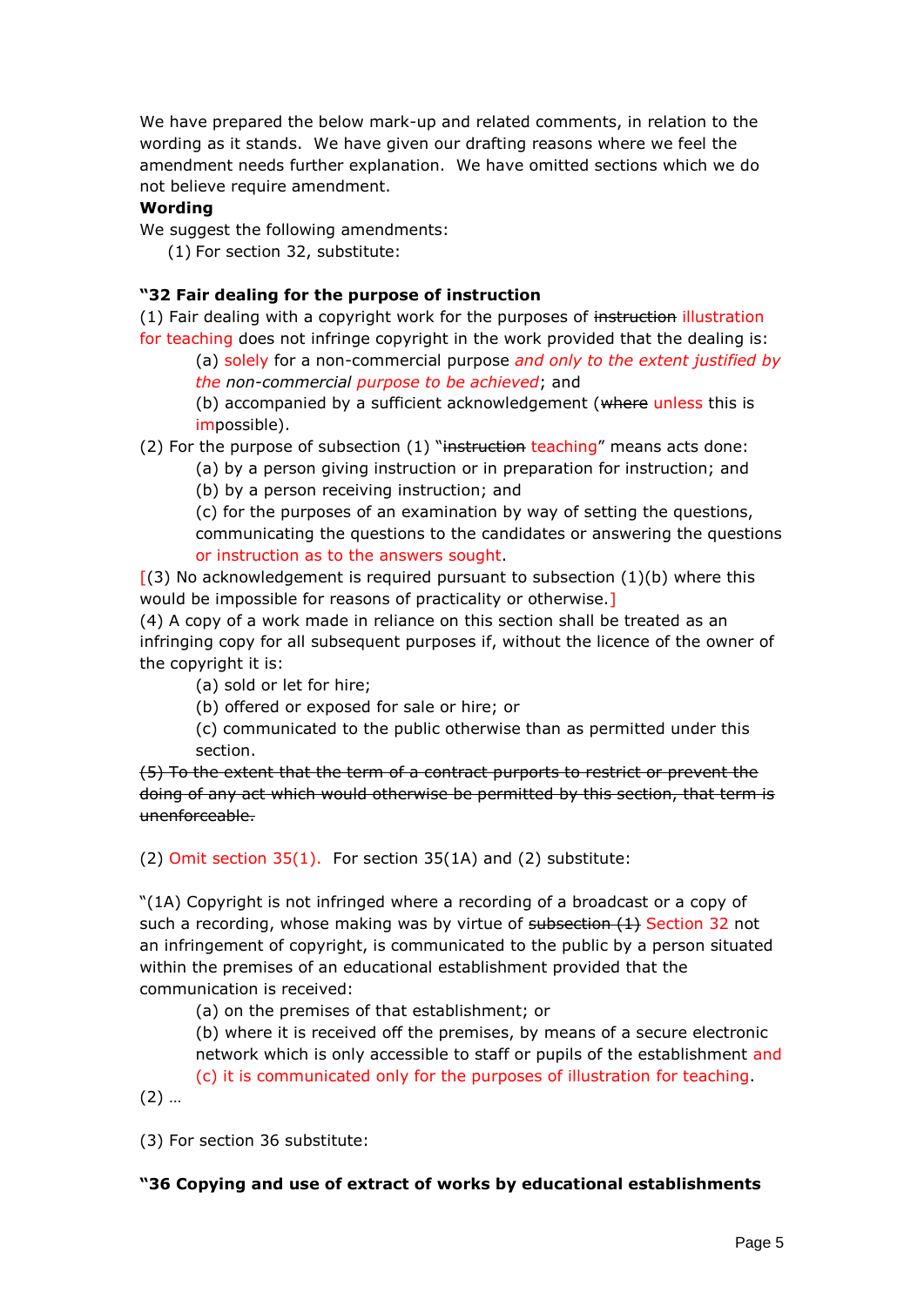We have prepared the below mark-up and related comments, in relation to the wording as it stands. We have given our drafting reasons where we feel the amendment needs further explanation. We have omitted sections which we do not believe require amendment.

**Wording**

We suggest the following amendments:

(1) For section 32, substitute:

**"32 Fair dealing for the purpose of instruction**

(1) Fair dealing with a copyright work for the purposes of ~~instruction~~ illustration for teaching does not infringe copyright in the work provided that the dealing is:

> (a) solely for a non-commercial purpose *and only to the extent justified by the non-commercial purpose to be achieved*; and
>
> (b) accompanied by a sufficient acknowledgement (~~where~~ unless this is impossible).

(2) For the purpose of subsection (1) "~~instruction~~ teaching" means acts done:

> (a) by a person giving instruction or in preparation for instruction; and
>
> (b) by a person receiving instruction; and
>
> (c) for the purposes of an examination by way of setting the questions, communicating the questions to the candidates or answering the questions or instruction as to the answers sought.

[(3) No acknowledgement is required pursuant to subsection (1)(b) where this would be impossible for reasons of practicality or otherwise.]

(4) A copy of a work made in reliance on this section shall be treated as an infringing copy for all subsequent purposes if, without the licence of the owner of the copyright it is:

> (a) sold or let for hire;
>
> (b) offered or exposed for sale or hire; or
>
> (c) communicated to the public otherwise than as permitted under this section.

~~(5) To the extent that the term of a contract purports to restrict or prevent the doing of any act which would otherwise be permitted by this section, that term is unenforceable.~~

(2) Omit section 35(1). For section 35(1A) and (2) substitute:

"(1A) Copyright is not infringed where a recording of a broadcast or a copy of such a recording, whose making was by virtue of ~~subsection (1)~~ Section 32 not an infringement of copyright, is communicated to the public by a person situated within the premises of an educational establishment provided that the communication is received:

> (a) on the premises of that establishment; or
>
> (b) where it is received off the premises, by means of a secure electronic network which is only accessible to staff or pupils of the establishment and
>
> (c) it is communicated only for the purposes of illustration for teaching.

(2) …

(3) For section 36 substitute:

**"36 Copying and use of extract of works by educational establishments**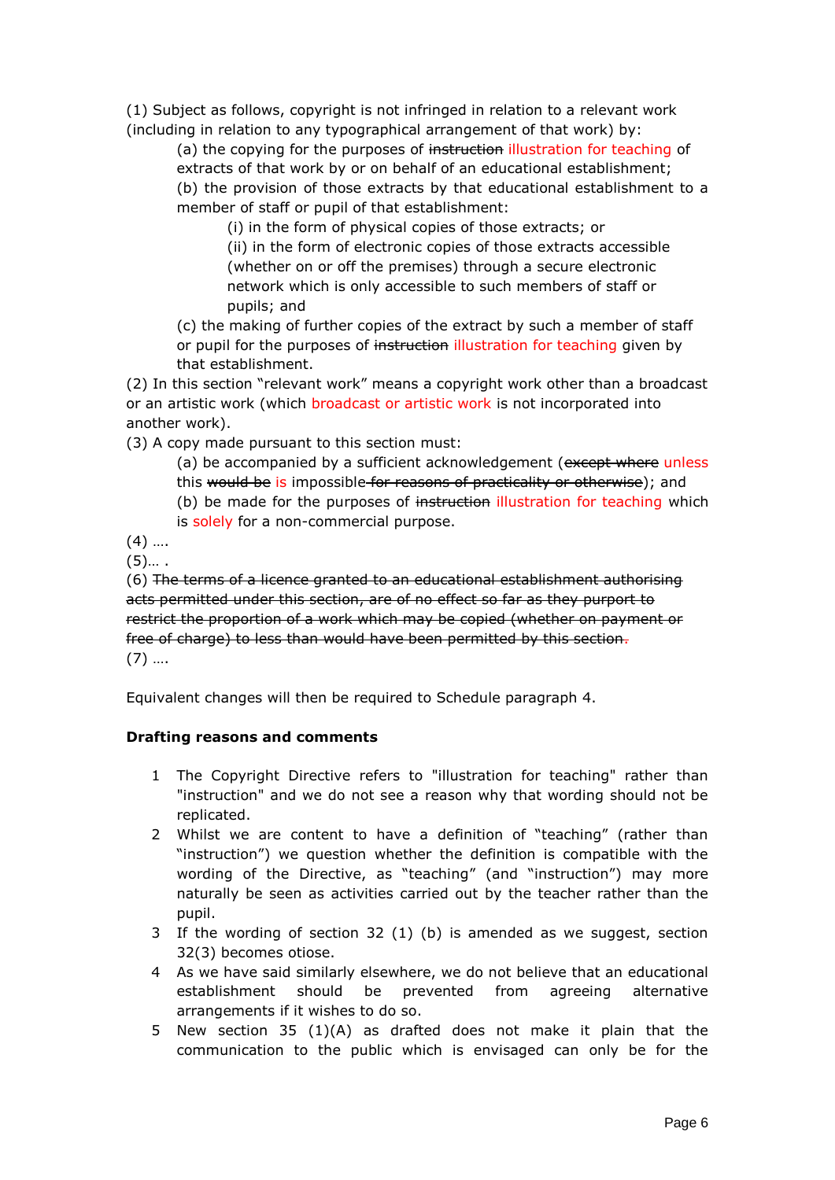(1) Subject as follows, copyright is not infringed in relation to a relevant work (including in relation to any typographical arrangement of that work) by:

(a) the copying for the purposes of ~~instruction~~ illustration for teaching of extracts of that work by or on behalf of an educational establishment;

(b) the provision of those extracts by that educational establishment to a member of staff or pupil of that establishment:

(i) in the form of physical copies of those extracts; or

(ii) in the form of electronic copies of those extracts accessible (whether on or off the premises) through a secure electronic network which is only accessible to such members of staff or pupils; and

(c) the making of further copies of the extract by such a member of staff or pupil for the purposes of ~~instruction~~ illustration for teaching given by that establishment.

(2) In this section "relevant work" means a copyright work other than a broadcast or an artistic work (which broadcast or artistic work is not incorporated into another work).

(3) A copy made pursuant to this section must:

(a) be accompanied by a sufficient acknowledgement (~~except where~~ unless this ~~would be~~ is impossible ~~for reasons of practicality or otherwise~~); and

(b) be made for the purposes of ~~instruction~~ illustration for teaching which is solely for a non-commercial purpose.

(4) ….

(5)… .

(6) ~~The terms of a licence granted to an educational establishment authorising acts permitted under this section, are of no effect so far as they purport to restrict the proportion of a work which may be copied (whether on payment or free of charge) to less than would have been permitted by this section.~~

(7) ….

Equivalent changes will then be required to Schedule paragraph 4.

**Drafting reasons and comments**

1. The Copyright Directive refers to "illustration for teaching" rather than "instruction" and we do not see a reason why that wording should not be replicated.
2. Whilst we are content to have a definition of "teaching" (rather than "instruction") we question whether the definition is compatible with the wording of the Directive, as "teaching" (and "instruction") may more naturally be seen as activities carried out by the teacher rather than the pupil.
3. If the wording of section 32 (1) (b) is amended as we suggest, section 32(3) becomes otiose.
4. As we have said similarly elsewhere, we do not believe that an educational establishment should be prevented from agreeing alternative arrangements if it wishes to do so.
5. New section 35 (1)(A) as drafted does not make it plain that the communication to the public which is envisaged can only be for the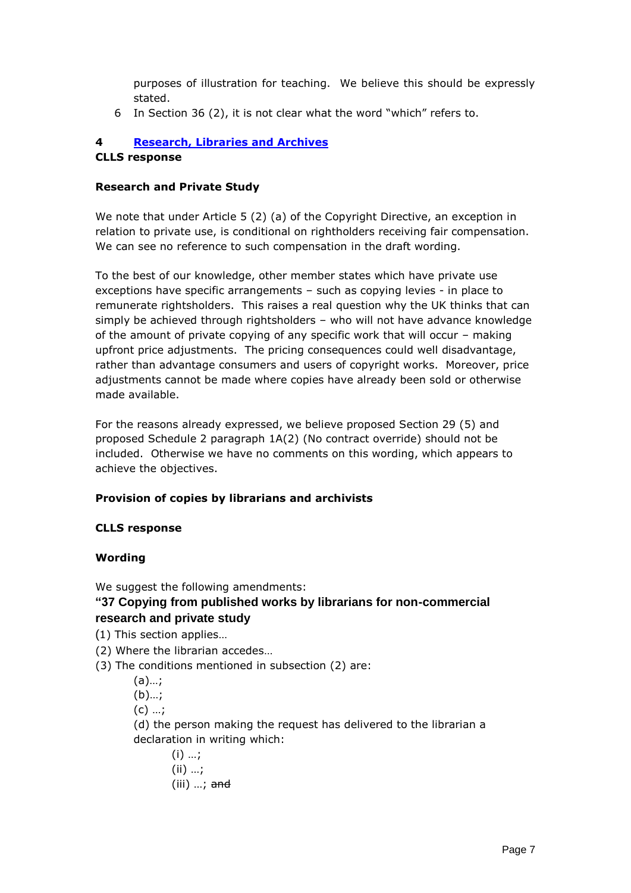purposes of illustration for teaching. We believe this should be expressly stated.

6 In Section 36 (2), it is not clear what the word "which" refers to.

## 4 Research, Libraries and Archives

**CLLS response**

**Research and Private Study**

We note that under Article 5 (2) (a) of the Copyright Directive, an exception in relation to private use, is conditional on rightholders receiving fair compensation. We can see no reference to such compensation in the draft wording.

To the best of our knowledge, other member states which have private use exceptions have specific arrangements – such as copying levies - in place to remunerate rightsholders. This raises a real question why the UK thinks that can simply be achieved through rightsholders – who will not have advance knowledge of the amount of private copying of any specific work that will occur – making upfront price adjustments. The pricing consequences could well disadvantage, rather than advantage consumers and users of copyright works. Moreover, price adjustments cannot be made where copies have already been sold or otherwise made available.

For the reasons already expressed, we believe proposed Section 29 (5) and proposed Schedule 2 paragraph 1A(2) (No contract override) should not be included. Otherwise we have no comments on this wording, which appears to achieve the objectives.

**Provision of copies by librarians and archivists**

**CLLS response**

**Wording**

We suggest the following amendments:

**"37 Copying from published works by librarians for non-commercial research and private study**

(1) This section applies…

(2) Where the librarian accedes…

(3) The conditions mentioned in subsection (2) are:

(a)…;

(b)…;

(c) …;

(d) the person making the request has delivered to the librarian a declaration in writing which:

(i) …;

(ii) …;

(iii) …; ~~and~~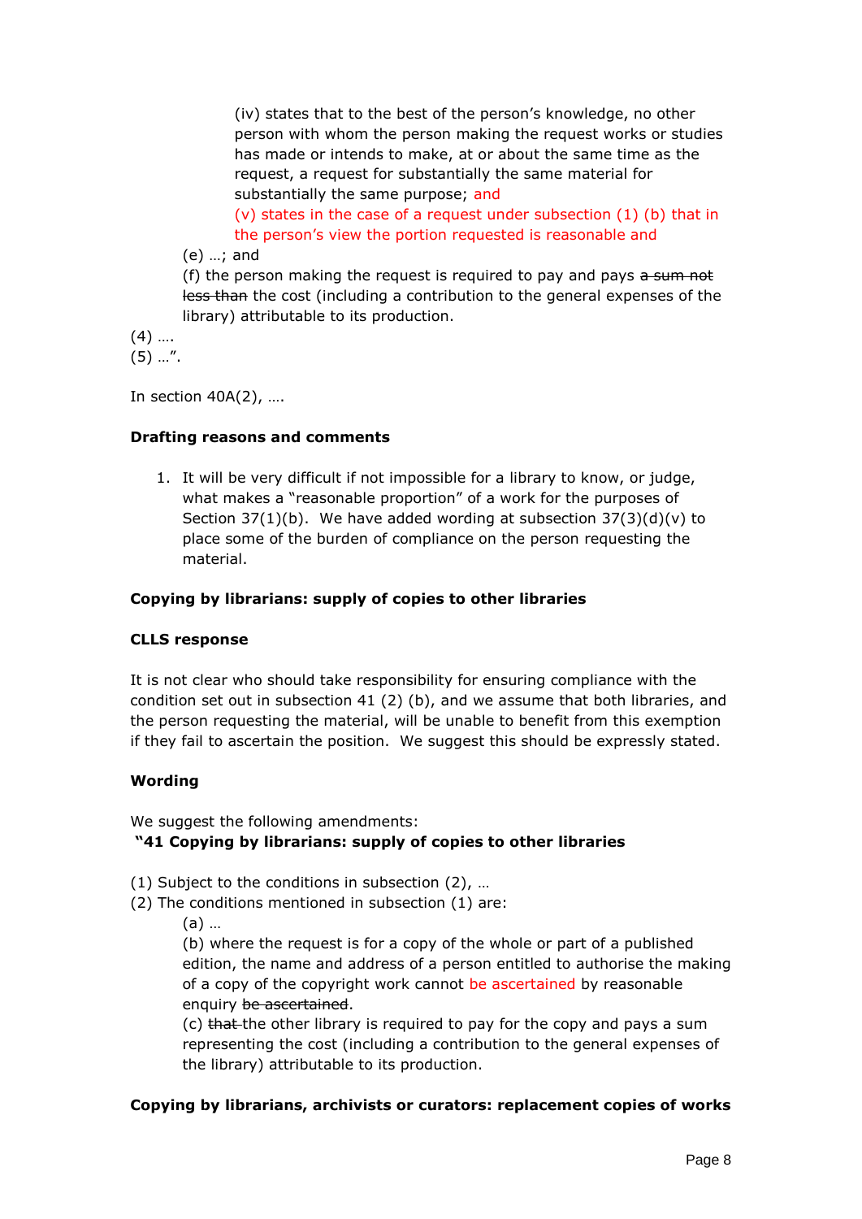(iv) states that to the best of the person's knowledge, no other person with whom the person making the request works or studies has made or intends to make, at or about the same time as the request, a request for substantially the same material for substantially the same purpose; and

(v) states in the case of a request under subsection (1) (b) that in the person's view the portion requested is reasonable and

(e) …; and

(f) the person making the request is required to pay and pays ~~a sum not less than~~ the cost (including a contribution to the general expenses of the library) attributable to its production.

(4) ….

(5) …".

In section 40A(2), ….

**Drafting reasons and comments**

1. It will be very difficult if not impossible for a library to know, or judge, what makes a "reasonable proportion" of a work for the purposes of Section 37(1)(b). We have added wording at subsection 37(3)(d)(v) to place some of the burden of compliance on the person requesting the material.

**Copying by librarians: supply of copies to other libraries**

**CLLS response**

It is not clear who should take responsibility for ensuring compliance with the condition set out in subsection 41 (2) (b), and we assume that both libraries, and the person requesting the material, will be unable to benefit from this exemption if they fail to ascertain the position. We suggest this should be expressly stated.

**Wording**

We suggest the following amendments:

**"41 Copying by librarians: supply of copies to other libraries**

(1) Subject to the conditions in subsection (2), …

(2) The conditions mentioned in subsection (1) are:

(a) …

(b) where the request is for a copy of the whole or part of a published edition, the name and address of a person entitled to authorise the making of a copy of the copyright work cannot be ascertained by reasonable enquiry ~~be ascertained~~.

(c) ~~that~~ the other library is required to pay for the copy and pays a sum representing the cost (including a contribution to the general expenses of the library) attributable to its production.

**Copying by librarians, archivists or curators: replacement copies of works**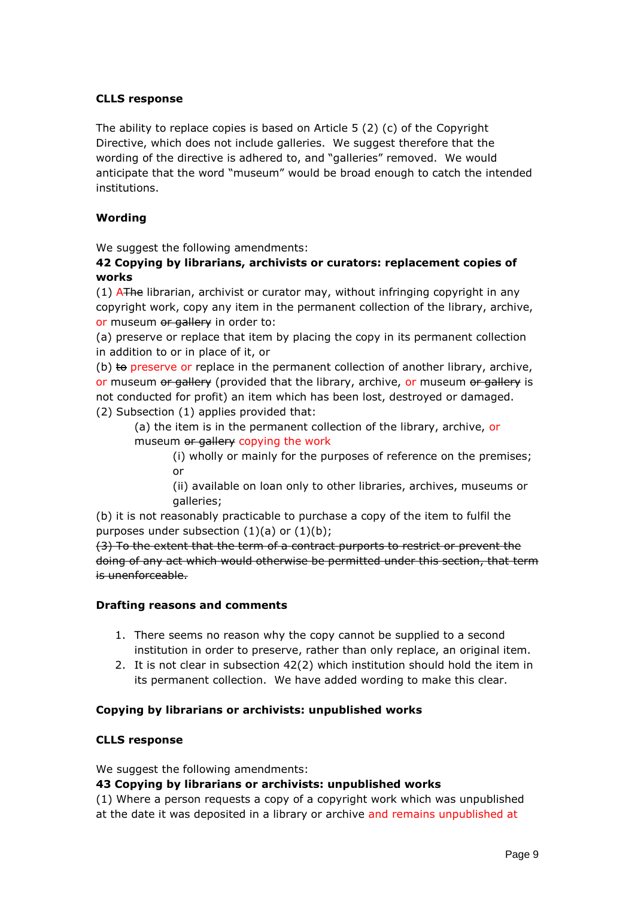**CLLS response**

The ability to replace copies is based on Article 5 (2) (c) of the Copyright Directive, which does not include galleries. We suggest therefore that the wording of the directive is adhered to, and "galleries" removed. We would anticipate that the word "museum" would be broad enough to catch the intended institutions.

**Wording**

We suggest the following amendments:

**42 Copying by librarians, archivists or curators: replacement copies of works**

(1) A~~The~~ librarian, archivist or curator may, without infringing copyright in any copyright work, copy any item in the permanent collection of the library, archive, or museum ~~or gallery~~ in order to:

(a) preserve or replace that item by placing the copy in its permanent collection in addition to or in place of it, or

(b) ~~to~~ preserve or replace in the permanent collection of another library, archive, or museum ~~or gallery~~ (provided that the library, archive, or museum ~~or gallery~~ is not conducted for profit) an item which has been lost, destroyed or damaged.

(2) Subsection (1) applies provided that:

> (a) the item is in the permanent collection of the library, archive, or museum ~~or gallery~~ copying the work
>
> > (i) wholly or mainly for the purposes of reference on the premises; or
> >
> > (ii) available on loan only to other libraries, archives, museums or galleries;

(b) it is not reasonably practicable to purchase a copy of the item to fulfil the purposes under subsection (1)(a) or (1)(b);

~~(3) To the extent that the term of a contract purports to restrict or prevent the doing of any act which would otherwise be permitted under this section, that term is unenforceable.~~

**Drafting reasons and comments**

1. There seems no reason why the copy cannot be supplied to a second institution in order to preserve, rather than only replace, an original item.
2. It is not clear in subsection 42(2) which institution should hold the item in its permanent collection. We have added wording to make this clear.

**Copying by librarians or archivists: unpublished works**

**CLLS response**

We suggest the following amendments:

**43 Copying by librarians or archivists: unpublished works**

(1) Where a person requests a copy of a copyright work which was unpublished at the date it was deposited in a library or archive and remains unpublished at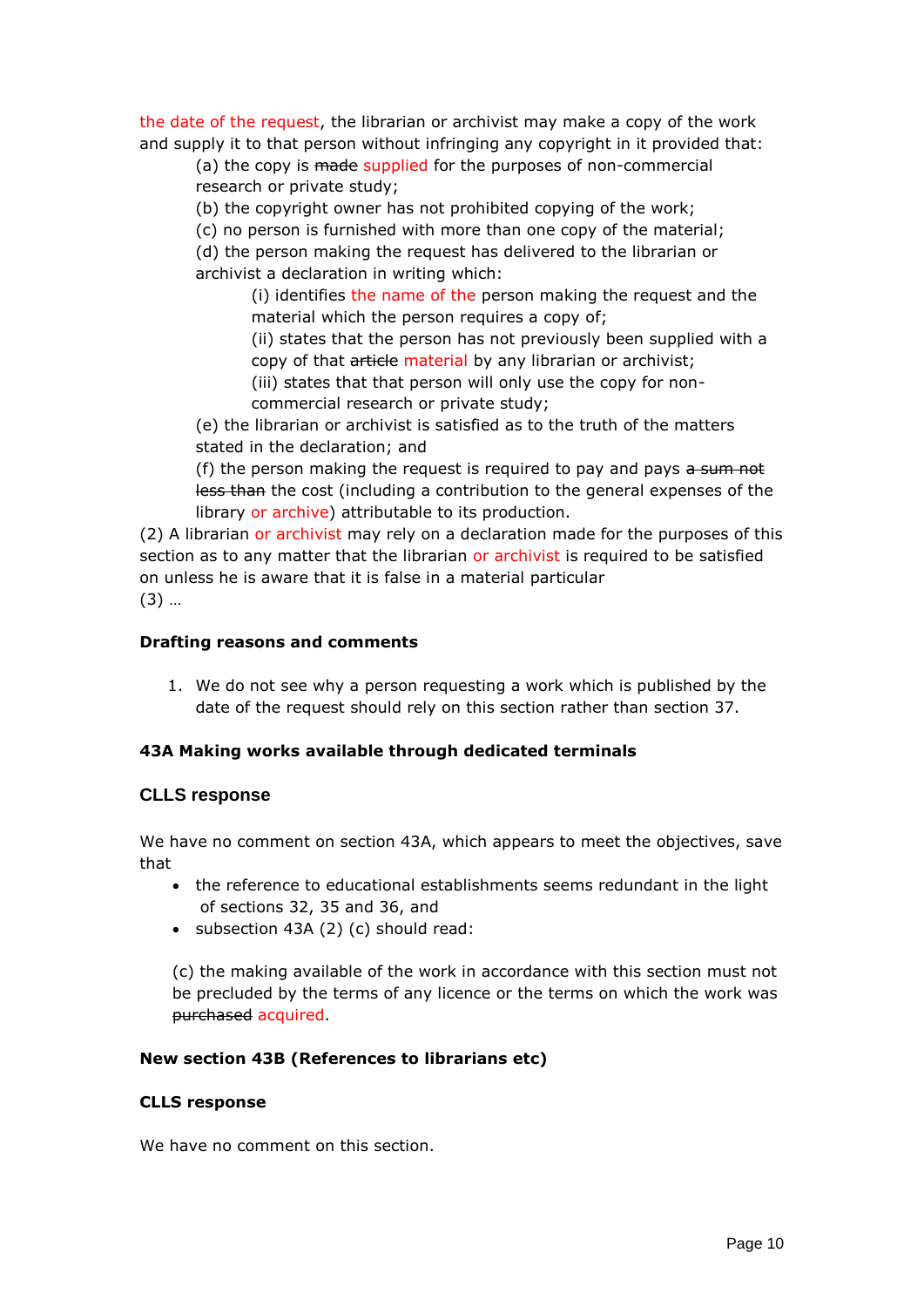the date of the request, the librarian or archivist may make a copy of the work and supply it to that person without infringing any copyright in it provided that:

(a) the copy is ~~made~~ supplied for the purposes of non-commercial research or private study;

(b) the copyright owner has not prohibited copying of the work;

(c) no person is furnished with more than one copy of the material;

(d) the person making the request has delivered to the librarian or archivist a declaration in writing which:

(i) identifies the name of the person making the request and the material which the person requires a copy of;

(ii) states that the person has not previously been supplied with a copy of that ~~article~~ material by any librarian or archivist;

(iii) states that that person will only use the copy for non-commercial research or private study;

(e) the librarian or archivist is satisfied as to the truth of the matters stated in the declaration; and

(f) the person making the request is required to pay and pays ~~a sum not less than~~ the cost (including a contribution to the general expenses of the library or archive) attributable to its production.

(2) A librarian or archivist may rely on a declaration made for the purposes of this section as to any matter that the librarian or archivist is required to be satisfied on unless he is aware that it is false in a material particular

(3) …

**Drafting reasons and comments**

1. We do not see why a person requesting a work which is published by the date of the request should rely on this section rather than section 37.

**43A Making works available through dedicated terminals**

## CLLS response

We have no comment on section 43A, which appears to meet the objectives, save that

- the reference to educational establishments seems redundant in the light of sections 32, 35 and 36, and
- subsection 43A (2) (c) should read:

(c) the making available of the work in accordance with this section must not be precluded by the terms of any licence or the terms on which the work was ~~purchased~~ acquired.

**New section 43B (References to librarians etc)**

**CLLS response**

We have no comment on this section.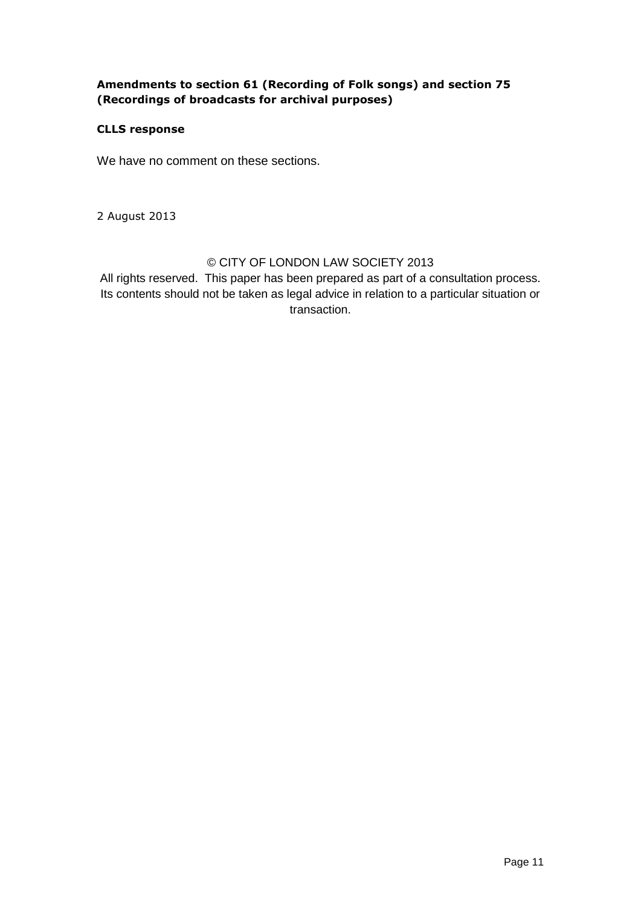**Amendments to section 61 (Recording of Folk songs) and section 75 (Recordings of broadcasts for archival purposes)**

**CLLS response**

We have no comment on these sections.

2 August 2013

© CITY OF LONDON LAW SOCIETY 2013
All rights reserved. This paper has been prepared as part of a consultation process. Its contents should not be taken as legal advice in relation to a particular situation or transaction.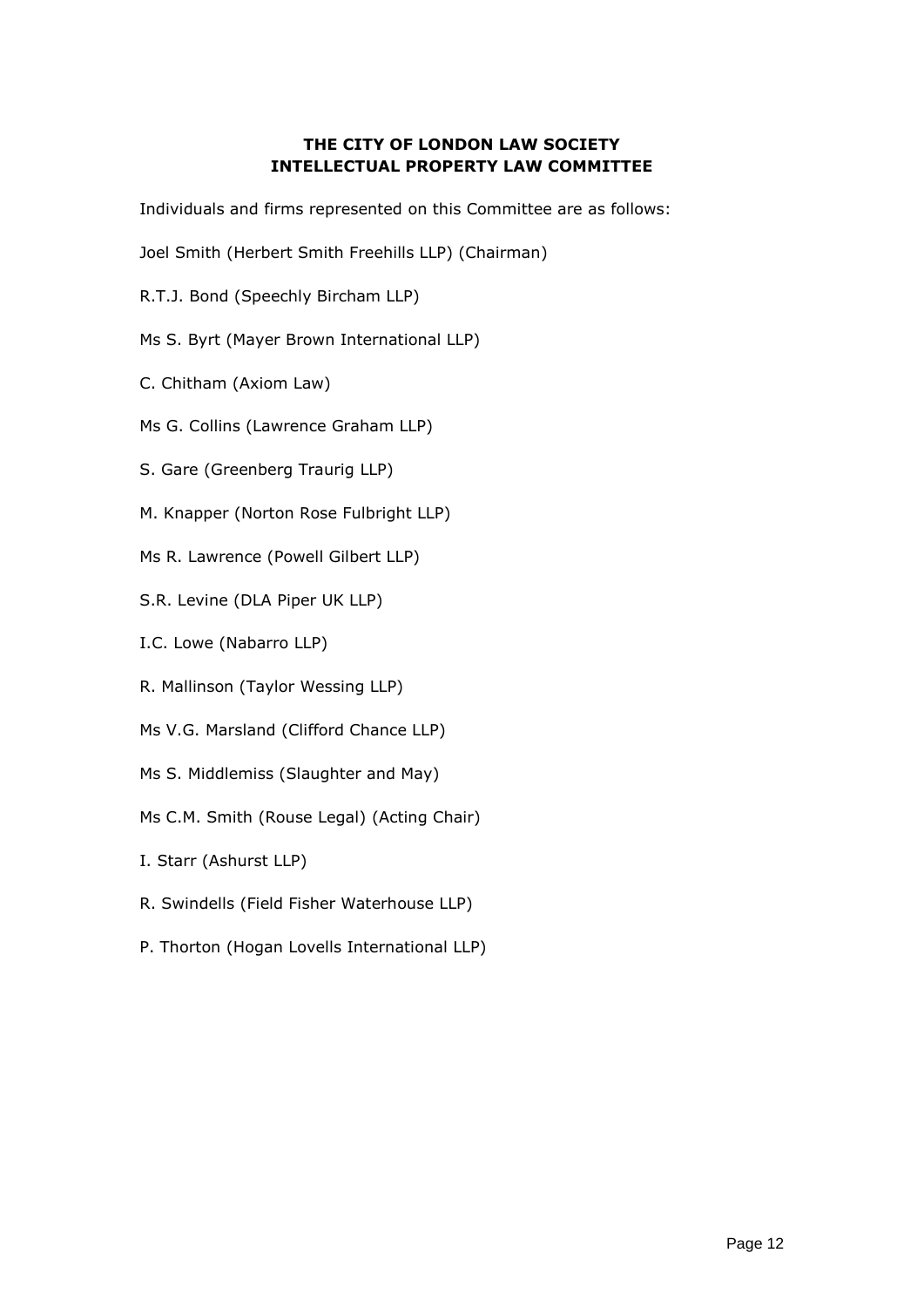**THE CITY OF LONDON LAW SOCIETY**
**INTELLECTUAL PROPERTY LAW COMMITTEE**

Individuals and firms represented on this Committee are as follows:

Joel Smith (Herbert Smith Freehills LLP) (Chairman)

R.T.J. Bond (Speechly Bircham LLP)

Ms S. Byrt (Mayer Brown International LLP)

C. Chitham (Axiom Law)

Ms G. Collins (Lawrence Graham LLP)

S. Gare (Greenberg Traurig LLP)

M. Knapper (Norton Rose Fulbright LLP)

Ms R. Lawrence (Powell Gilbert LLP)

S.R. Levine (DLA Piper UK LLP)

I.C. Lowe (Nabarro LLP)

R. Mallinson (Taylor Wessing LLP)

Ms V.G. Marsland (Clifford Chance LLP)

Ms S. Middlemiss (Slaughter and May)

Ms C.M. Smith (Rouse Legal) (Acting Chair)

I. Starr (Ashurst LLP)

R. Swindells (Field Fisher Waterhouse LLP)

P. Thorton (Hogan Lovells International LLP)